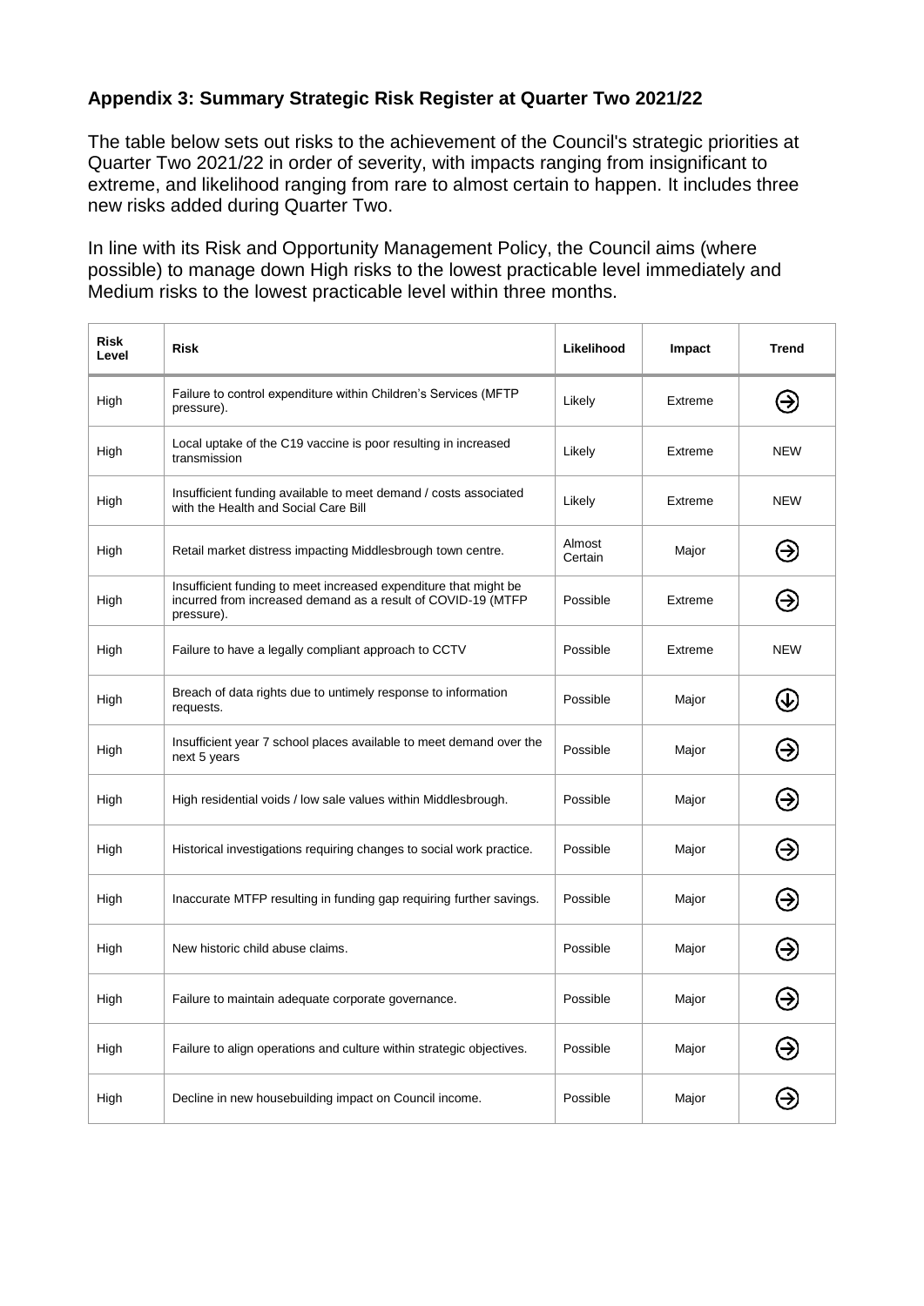## Appendix 3: Summary Strategic Risk Register at Quarter Two 2021/22

The table below sets out risks to the achievement of the Council's strategic priorities at Quarter Two 2021/22 in order of severity, with impacts ranging from insignificant to extreme, and likelihood ranging from rare to almost certain to happen. It includes three new risks added during Quarter Two.

In line with its Risk and Opportunity Management Policy, the Council aims (where possible) to manage down High risks to the lowest practicable level immediately and Medium risks to the lowest practicable level within three months.

| Risk Level | Risk | Likelihood | Impact | Trend |
|---|---|---|---|---|
| High | Failure to control expenditure within Children's Services (MFTP pressure). | Likely | Extreme | → |
| High | Local uptake of the C19 vaccine is poor resulting in increased transmission | Likely | Extreme | NEW |
| High | Insufficient funding available to meet demand / costs associated with the Health and Social Care Bill | Likely | Extreme | NEW |
| High | Retail market distress impacting Middlesbrough town centre. | Almost Certain | Major | → |
| High | Insufficient funding to meet increased expenditure that might be incurred from increased demand as a result of COVID-19 (MTFP pressure). | Possible | Extreme | → |
| High | Failure to have a legally compliant approach to CCTV | Possible | Extreme | NEW |
| High | Breach of data rights due to untimely response to information requests. | Possible | Major | ↓ |
| High | Insufficient year 7 school places available to meet demand over the next 5 years | Possible | Major | → |
| High | High residential voids / low sale values within Middlesbrough. | Possible | Major | → |
| High | Historical investigations requiring changes to social work practice. | Possible | Major | → |
| High | Inaccurate MTFP resulting in funding gap requiring further savings. | Possible | Major | → |
| High | New historic child abuse claims. | Possible | Major | → |
| High | Failure to maintain adequate corporate governance. | Possible | Major | → |
| High | Failure to align operations and culture within strategic objectives. | Possible | Major | → |
| High | Decline in new housebuilding impact on Council income. | Possible | Major | → |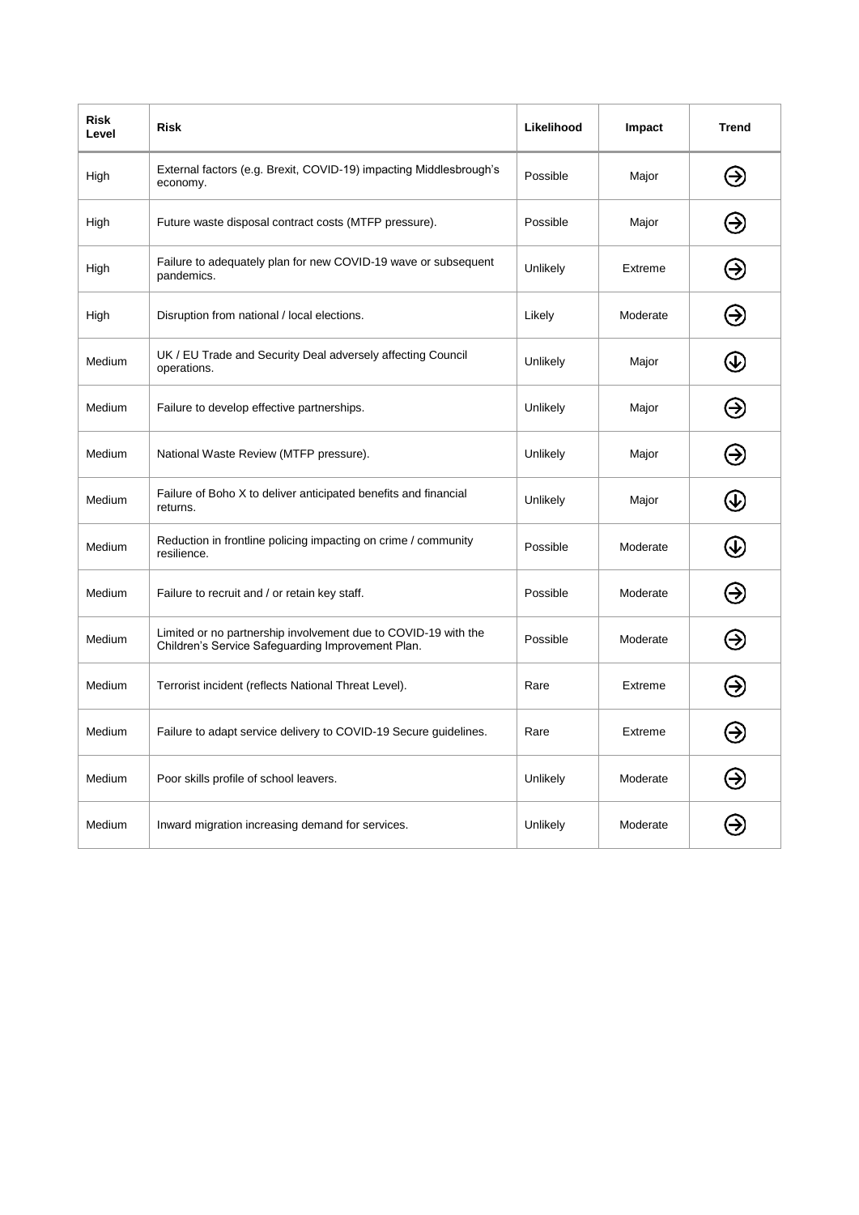| Risk Level | Risk | Likelihood | Impact | Trend |
|---|---|---|---|---|
| High | External factors (e.g. Brexit, COVID-19) impacting Middlesbrough's economy. | Possible | Major | → |
| High | Future waste disposal contract costs (MTFP pressure). | Possible | Major | → |
| High | Failure to adequately plan for new COVID-19 wave or subsequent pandemics. | Unlikely | Extreme | → |
| High | Disruption from national / local elections. | Likely | Moderate | → |
| Medium | UK / EU Trade and Security Deal adversely affecting Council operations. | Unlikely | Major | ↓ |
| Medium | Failure to develop effective partnerships. | Unlikely | Major | → |
| Medium | National Waste Review (MTFP pressure). | Unlikely | Major | → |
| Medium | Failure of Boho X to deliver anticipated benefits and financial returns. | Unlikely | Major | ↓ |
| Medium | Reduction in frontline policing impacting on crime / community resilience. | Possible | Moderate | ↓ |
| Medium | Failure to recruit and / or retain key staff. | Possible | Moderate | → |
| Medium | Limited or no partnership involvement due to COVID-19 with the Children's Service Safeguarding Improvement Plan. | Possible | Moderate | → |
| Medium | Terrorist incident (reflects National Threat Level). | Rare | Extreme | → |
| Medium | Failure to adapt service delivery to COVID-19 Secure guidelines. | Rare | Extreme | → |
| Medium | Poor skills profile of school leavers. | Unlikely | Moderate | → |
| Medium | Inward migration increasing demand for services. | Unlikely | Moderate | → |